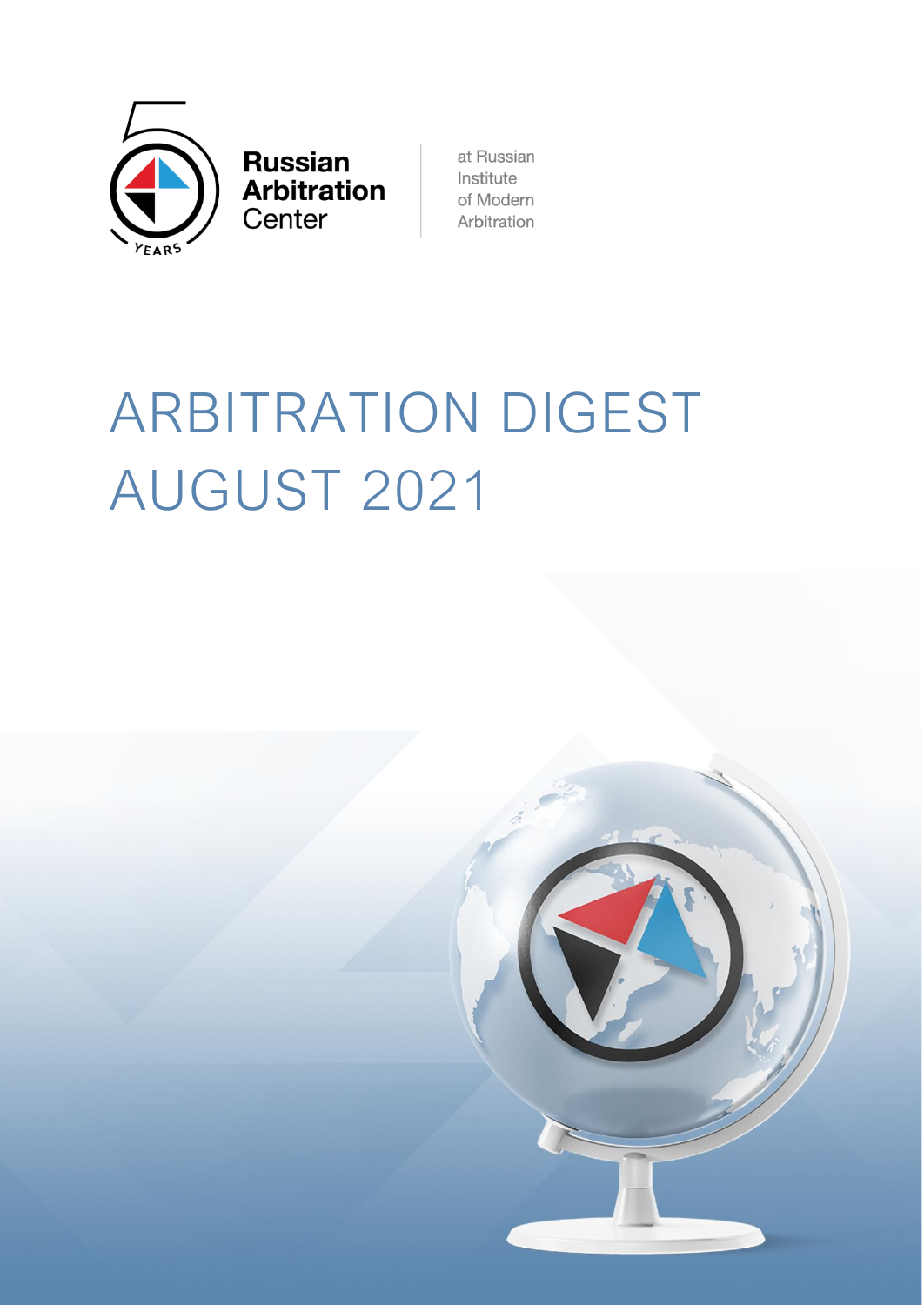Russian Arbitration Center

at Russian Institute of Modern Arbitration

# ARBITRATION DIGEST AUGUST 2021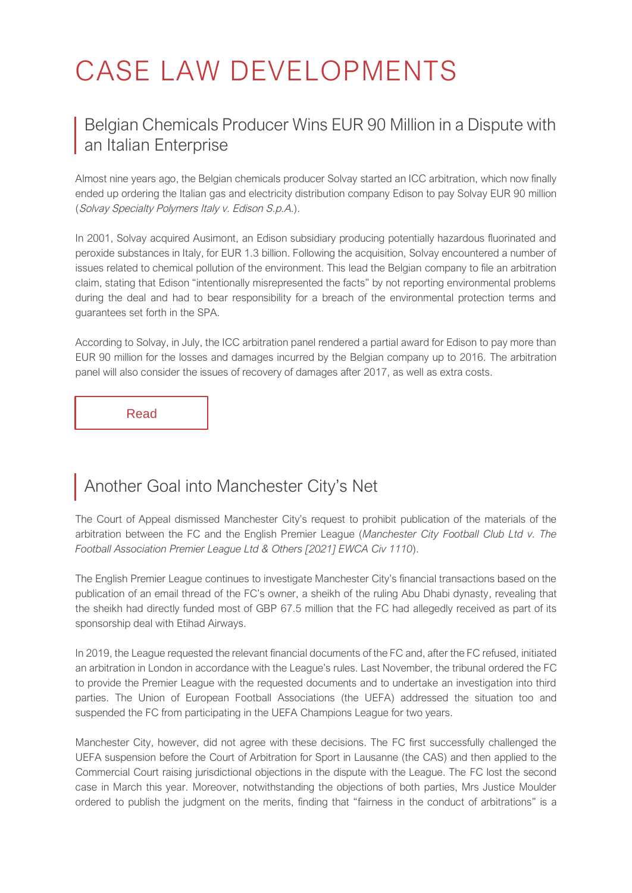# CASE LAW DEVELOPMENTS

## Belgian Chemicals Producer Wins EUR 90 Million in a Dispute with an Italian Enterprise

Almost nine years ago, the Belgian chemicals producer Solvay started an ICC arbitration, which now finally ended up ordering the Italian gas and electricity distribution company Edison to pay Solvay EUR 90 million (*Solvay Specialty Polymers Italy v. Edison S.p.A.*).

In 2001, Solvay acquired Ausimont, an Edison subsidiary producing potentially hazardous fluorinated and peroxide substances in Italy, for EUR 1.3 billion. Following the acquisition, Solvay encountered a number of issues related to chemical pollution of the environment. This lead the Belgian company to file an arbitration claim, stating that Edison "intentionally misrepresented the facts" by not reporting environmental problems during the deal and had to bear responsibility for a breach of the environmental protection terms and guarantees set forth in the SPA.

According to Solvay, in July, the ICC arbitration panel rendered a partial award for Edison to pay more than EUR 90 million for the losses and damages incurred by the Belgian company up to 2016. The arbitration panel will also consider the issues of recovery of damages after 2017, as well as extra costs.

Read

## Another Goal into Manchester City's Net

The Court of Appeal dismissed Manchester City's request to prohibit publication of the materials of the arbitration between the FC and the English Premier League (*Manchester City Football Club Ltd v. The Football Association Premier League Ltd & Others [2021] EWCA Civ 1110*).

The English Premier League continues to investigate Manchester City's financial transactions based on the publication of an email thread of the FC's owner, a sheikh of the ruling Abu Dhabi dynasty, revealing that the sheikh had directly funded most of GBP 67.5 million that the FC had allegedly received as part of its sponsorship deal with Etihad Airways.

In 2019, the League requested the relevant financial documents of the FC and, after the FC refused, initiated an arbitration in London in accordance with the League's rules. Last November, the tribunal ordered the FC to provide the Premier League with the requested documents and to undertake an investigation into third parties. The Union of European Football Associations (the UEFA) addressed the situation too and suspended the FC from participating in the UEFA Champions League for two years.

Manchester City, however, did not agree with these decisions. The FC first successfully challenged the UEFA suspension before the Court of Arbitration for Sport in Lausanne (the CAS) and then applied to the Commercial Court raising jurisdictional objections in the dispute with the League. The FC lost the second case in March this year. Moreover, notwithstanding the objections of both parties, Mrs Justice Moulder ordered to publish the judgment on the merits, finding that "fairness in the conduct of arbitrations" is a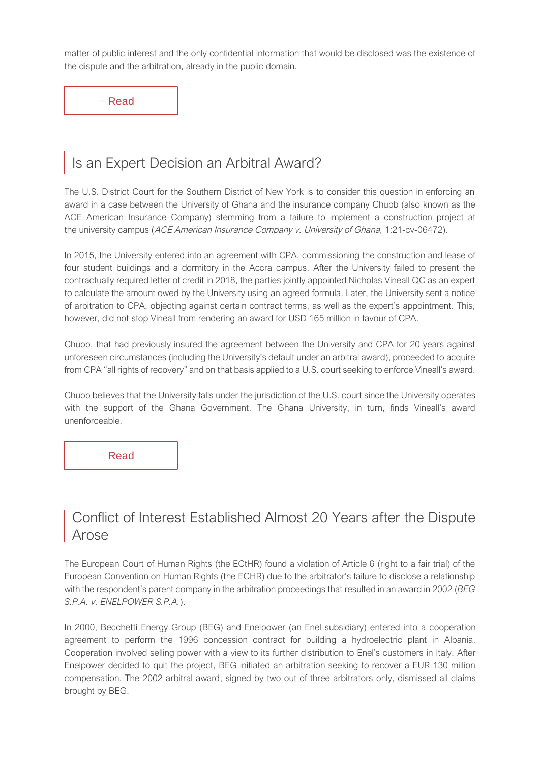matter of public interest and the only confidential information that would be disclosed was the existence of the dispute and the arbitration, already in the public domain.

Read

## Is an Expert Decision an Arbitral Award?

The U.S. District Court for the Southern District of New York is to consider this question in enforcing an award in a case between the University of Ghana and the insurance company Chubb (also known as the ACE American Insurance Company) stemming from a failure to implement a construction project at the university campus (*ACE American Insurance Company v. University of Ghana*, 1:21-cv-06472).

In 2015, the University entered into an agreement with CPA, commissioning the construction and lease of four student buildings and a dormitory in the Accra campus. After the University failed to present the contractually required letter of credit in 2018, the parties jointly appointed Nicholas Vineall QC as an expert to calculate the amount owed by the University using an agreed formula. Later, the University sent a notice of arbitration to CPA, objecting against certain contract terms, as well as the expert's appointment. This, however, did not stop Vineall from rendering an award for USD 165 million in favour of CPA.

Chubb, that had previously insured the agreement between the University and CPA for 20 years against unforeseen circumstances (including the University's default under an arbitral award), proceeded to acquire from CPA "all rights of recovery" and on that basis applied to a U.S. court seeking to enforce Vineall's award.

Chubb believes that the University falls under the jurisdiction of the U.S. court since the University operates with the support of the Ghana Government. The Ghana University, in turn, finds Vineall's award unenforceable.

Read

## Conflict of Interest Established Almost 20 Years after the Dispute Arose

The European Court of Human Rights (the ECtHR) found a violation of Article 6 (right to a fair trial) of the European Convention on Human Rights (the ECHR) due to the arbitrator's failure to disclose a relationship with the respondent's parent company in the arbitration proceedings that resulted in an award in 2002 (*BEG S.P.A. v. ENELPOWER S.P.A.*).

In 2000, Becchetti Energy Group (BEG) and Enelpower (an Enel subsidiary) entered into a cooperation agreement to perform the 1996 concession contract for building a hydroelectric plant in Albania. Cooperation involved selling power with a view to its further distribution to Enel's customers in Italy. After Enelpower decided to quit the project, BEG initiated an arbitration seeking to recover a EUR 130 million compensation. The 2002 arbitral award, signed by two out of three arbitrators only, dismissed all claims brought by BEG.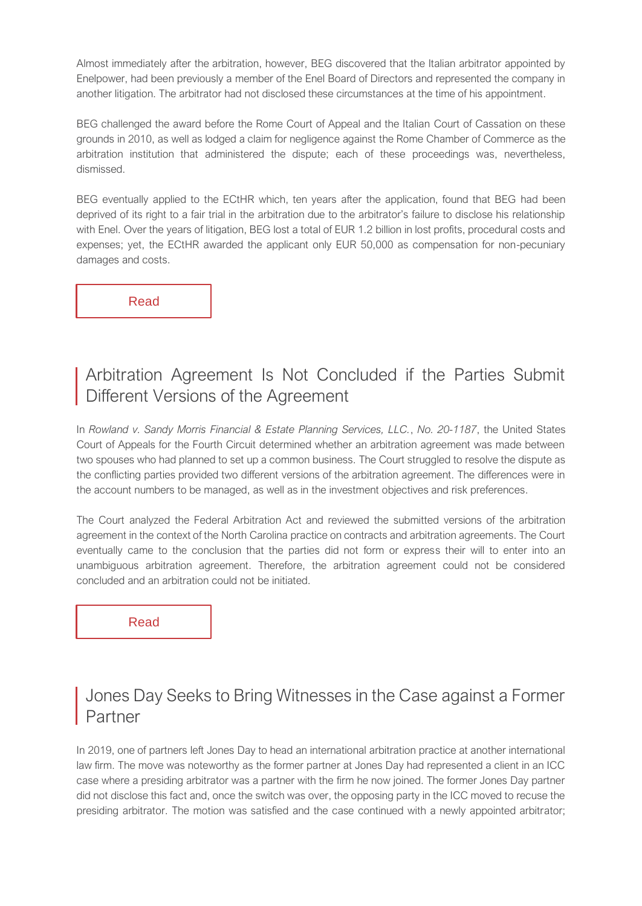Almost immediately after the arbitration, however, BEG discovered that the Italian arbitrator appointed by Enelpower, had been previously a member of the Enel Board of Directors and represented the company in another litigation. The arbitrator had not disclosed these circumstances at the time of his appointment.

BEG challenged the award before the Rome Court of Appeal and the Italian Court of Cassation on these grounds in 2010, as well as lodged a claim for negligence against the Rome Chamber of Commerce as the arbitration institution that administered the dispute; each of these proceedings was, nevertheless, dismissed.

BEG eventually applied to the ECtHR which, ten years after the application, found that BEG had been deprived of its right to a fair trial in the arbitration due to the arbitrator's failure to disclose his relationship with Enel. Over the years of litigation, BEG lost a total of EUR 1.2 billion in lost profits, procedural costs and expenses; yet, the ECtHR awarded the applicant only EUR 50,000 as compensation for non-pecuniary damages and costs.

Read

## Arbitration Agreement Is Not Concluded if the Parties Submit Different Versions of the Agreement

In *Rowland v. Sandy Morris Financial & Estate Planning Services, LLC.*, *No. 20-1187*, the United States Court of Appeals for the Fourth Circuit determined whether an arbitration agreement was made between two spouses who had planned to set up a common business. The Court struggled to resolve the dispute as the conflicting parties provided two different versions of the arbitration agreement. The differences were in the account numbers to be managed, as well as in the investment objectives and risk preferences.

The Court analyzed the Federal Arbitration Act and reviewed the submitted versions of the arbitration agreement in the context of the North Carolina practice on contracts and arbitration agreements. The Court eventually came to the conclusion that the parties did not form or express their will to enter into an unambiguous arbitration agreement. Therefore, the arbitration agreement could not be considered concluded and an arbitration could not be initiated.

Read

## Jones Day Seeks to Bring Witnesses in the Case against a Former Partner

In 2019, one of partners left Jones Day to head an international arbitration practice at another international law firm. The move was noteworthy as the former partner at Jones Day had represented a client in an ICC case where a presiding arbitrator was a partner with the firm he now joined. The former Jones Day partner did not disclose this fact and, once the switch was over, the opposing party in the ICC moved to recuse the presiding arbitrator. The motion was satisfied and the case continued with a newly appointed arbitrator;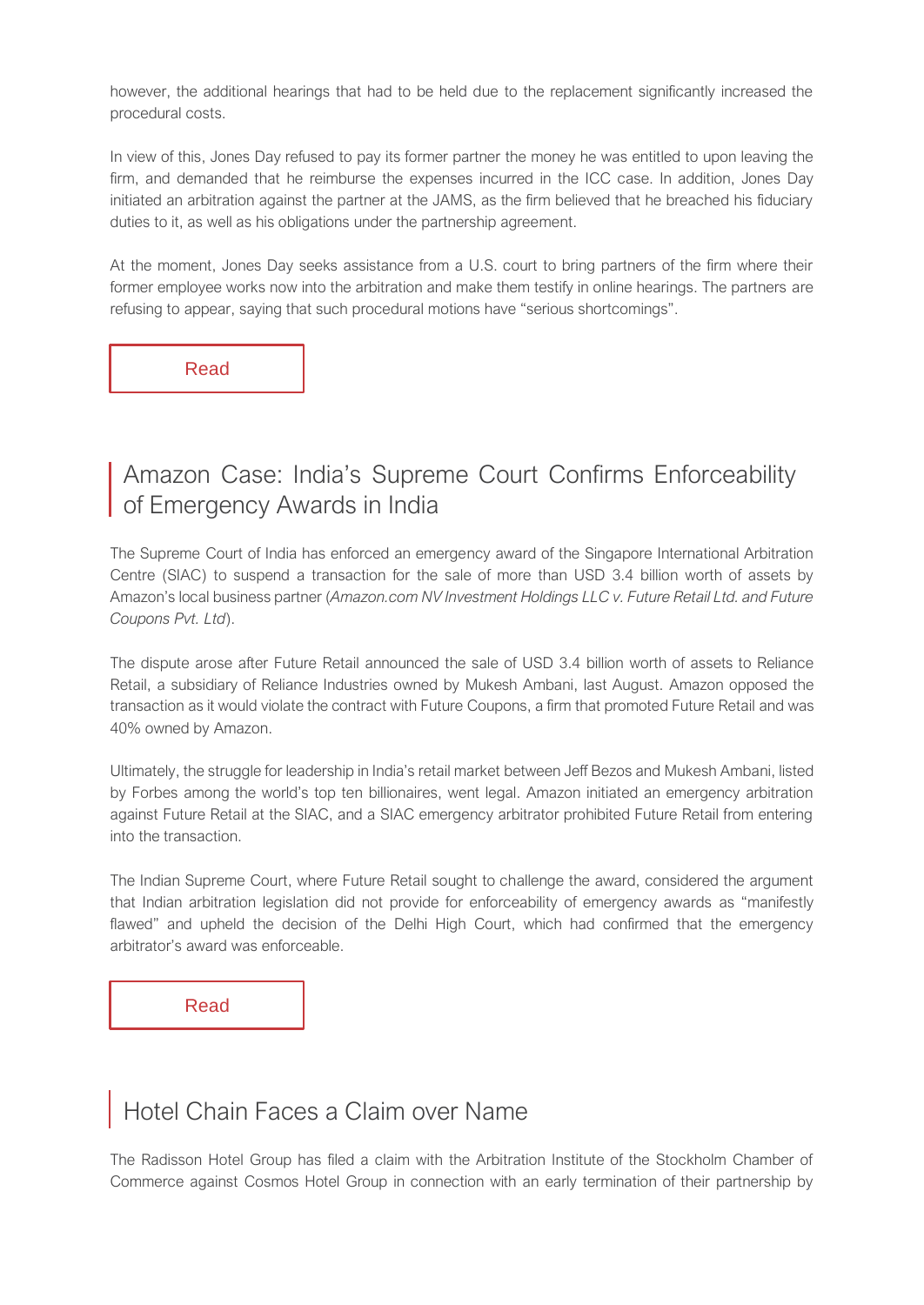however, the additional hearings that had to be held due to the replacement significantly increased the procedural costs.

In view of this, Jones Day refused to pay its former partner the money he was entitled to upon leaving the firm, and demanded that he reimburse the expenses incurred in the ICC case. In addition, Jones Day initiated an arbitration against the partner at the JAMS, as the firm believed that he breached his fiduciary duties to it, as well as his obligations under the partnership agreement.

At the moment, Jones Day seeks assistance from a U.S. court to bring partners of the firm where their former employee works now into the arbitration and make them testify in online hearings. The partners are refusing to appear, saying that such procedural motions have "serious shortcomings".

Read

## Amazon Case: India's Supreme Court Confirms Enforceability of Emergency Awards in India

The Supreme Court of India has enforced an emergency award of the Singapore International Arbitration Centre (SIAC) to suspend a transaction for the sale of more than USD 3.4 billion worth of assets by Amazon's local business partner (*Amazon.com NV Investment Holdings LLC v. Future Retail Ltd. and Future Coupons Pvt. Ltd*).

The dispute arose after Future Retail announced the sale of USD 3.4 billion worth of assets to Reliance Retail, a subsidiary of Reliance Industries owned by Mukesh Ambani, last August. Amazon opposed the transaction as it would violate the contract with Future Coupons, a firm that promoted Future Retail and was 40% owned by Amazon.

Ultimately, the struggle for leadership in India's retail market between Jeff Bezos and Mukesh Ambani, listed by Forbes among the world's top ten billionaires, went legal. Amazon initiated an emergency arbitration against Future Retail at the SIAC, and a SIAC emergency arbitrator prohibited Future Retail from entering into the transaction.

The Indian Supreme Court, where Future Retail sought to challenge the award, considered the argument that Indian arbitration legislation did not provide for enforceability of emergency awards as "manifestly flawed" and upheld the decision of the Delhi High Court, which had confirmed that the emergency arbitrator's award was enforceable.

Read

## Hotel Chain Faces a Claim over Name

The Radisson Hotel Group has filed a claim with the Arbitration Institute of the Stockholm Chamber of Commerce against Cosmos Hotel Group in connection with an early termination of their partnership by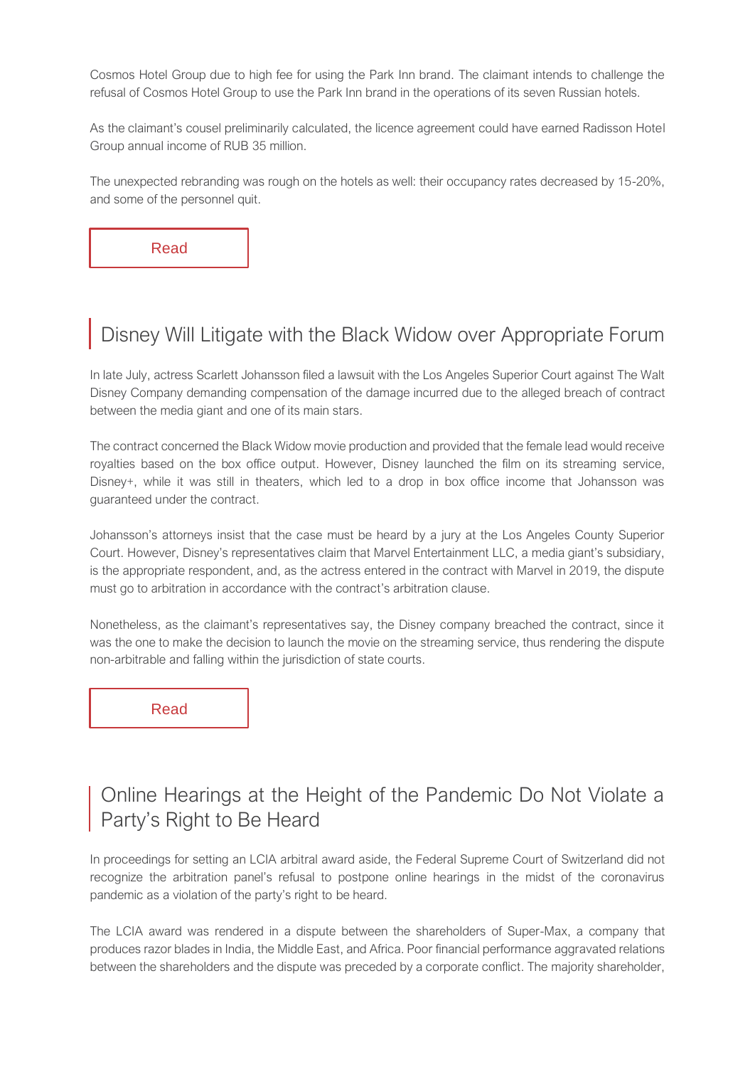Cosmos Hotel Group due to high fee for using the Park Inn brand. The claimant intends to challenge the refusal of Cosmos Hotel Group to use the Park Inn brand in the operations of its seven Russian hotels.

As the claimant's cousel preliminarily calculated, the licence agreement could have earned Radisson Hotel Group annual income of RUB 35 million.

The unexpected rebranding was rough on the hotels as well: their occupancy rates decreased by 15-20%, and some of the personnel quit.

Read

## Disney Will Litigate with the Black Widow over Appropriate Forum

In late July, actress Scarlett Johansson filed a lawsuit with the Los Angeles Superior Court against The Walt Disney Company demanding compensation of the damage incurred due to the alleged breach of contract between the media giant and one of its main stars.

The contract concerned the Black Widow movie production and provided that the female lead would receive royalties based on the box office output. However, Disney launched the film on its streaming service, Disney+, while it was still in theaters, which led to a drop in box office income that Johansson was guaranteed under the contract.

Johansson's attorneys insist that the case must be heard by a jury at the Los Angeles County Superior Court. However, Disney's representatives claim that Marvel Entertainment LLC, a media giant's subsidiary, is the appropriate respondent, and, as the actress entered in the contract with Marvel in 2019, the dispute must go to arbitration in accordance with the contract's arbitration clause.

Nonetheless, as the claimant's representatives say, the Disney company breached the contract, since it was the one to make the decision to launch the movie on the streaming service, thus rendering the dispute non-arbitrable and falling within the jurisdiction of state courts.

Read

## Online Hearings at the Height of the Pandemic Do Not Violate a Party's Right to Be Heard

In proceedings for setting an LCIA arbitral award aside, the Federal Supreme Court of Switzerland did not recognize the arbitration panel's refusal to postpone online hearings in the midst of the coronavirus pandemic as a violation of the party's right to be heard.

The LCIA award was rendered in a dispute between the shareholders of Super-Max, a company that produces razor blades in India, the Middle East, and Africa. Poor financial performance aggravated relations between the shareholders and the dispute was preceded by a corporate conflict. The majority shareholder,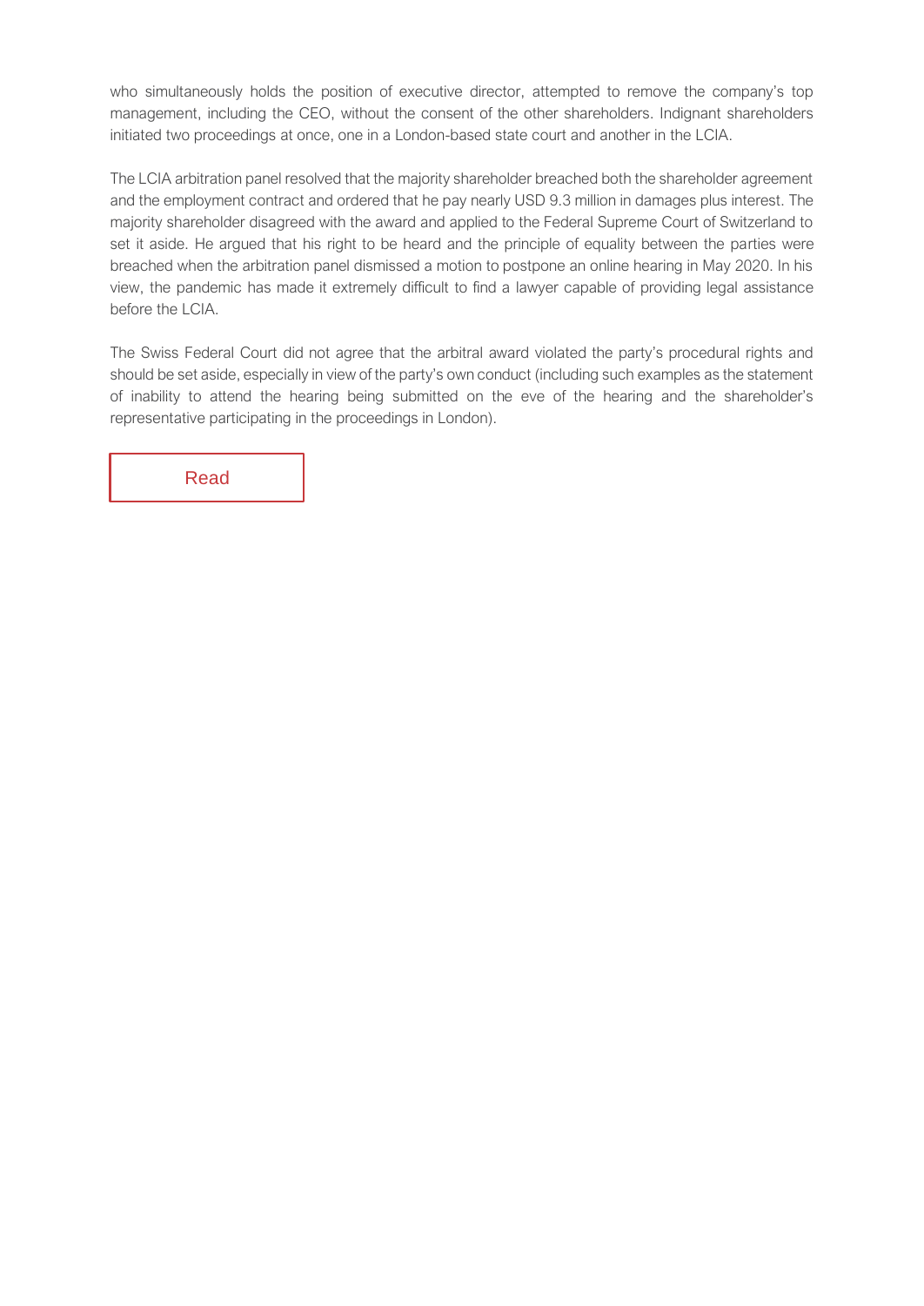who simultaneously holds the position of executive director, attempted to remove the company's top management, including the CEO, without the consent of the other shareholders. Indignant shareholders initiated two proceedings at once, one in a London-based state court and another in the LCIA.

The LCIA arbitration panel resolved that the majority shareholder breached both the shareholder agreement and the employment contract and ordered that he pay nearly USD 9.3 million in damages plus interest. The majority shareholder disagreed with the award and applied to the Federal Supreme Court of Switzerland to set it aside. He argued that his right to be heard and the principle of equality between the parties were breached when the arbitration panel dismissed a motion to postpone an online hearing in May 2020. In his view, the pandemic has made it extremely difficult to find a lawyer capable of providing legal assistance before the LCIA.

The Swiss Federal Court did not agree that the arbitral award violated the party's procedural rights and should be set aside, especially in view of the party's own conduct (including such examples as the statement of inability to attend the hearing being submitted on the eve of the hearing and the shareholder's representative participating in the proceedings in London).

Read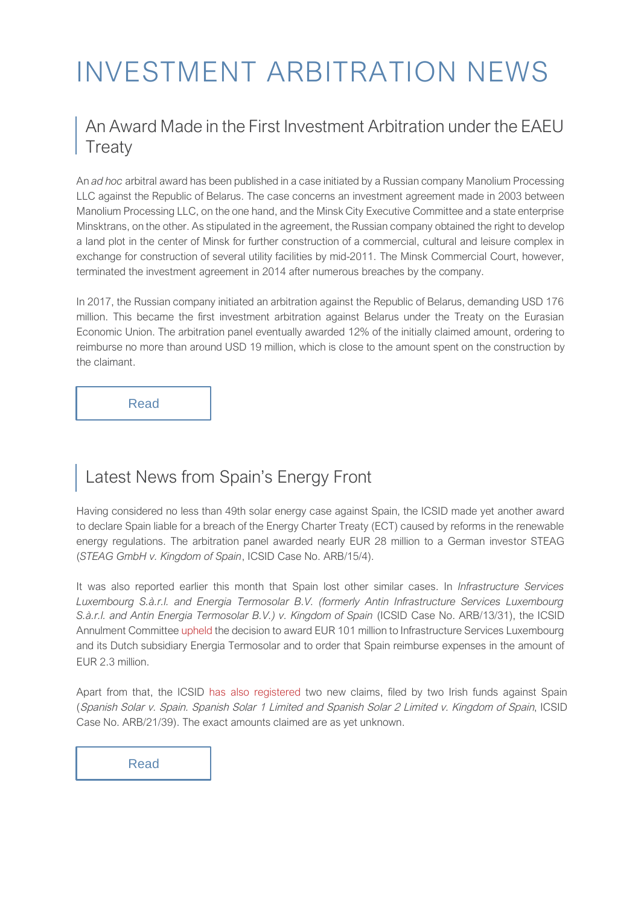# INVESTMENT ARBITRATION NEWS

## An Award Made in the First Investment Arbitration under the EAEU Treaty

An *ad hoc* arbitral award has been published in a case initiated by a Russian company Manolium Processing LLC against the Republic of Belarus. The case concerns an investment agreement made in 2003 between Manolium Processing LLC, on the one hand, and the Minsk City Executive Committee and a state enterprise Minskstrans, on the other. As stipulated in the agreement, the Russian company obtained the right to develop a land plot in the center of Minsk for further construction of a commercial, cultural and leisure complex in exchange for construction of several utility facilities by mid-2011. The Minsk Commercial Court, however, terminated the investment agreement in 2014 after numerous breaches by the company.

In 2017, the Russian company initiated an arbitration against the Republic of Belarus, demanding USD 176 million. This became the first investment arbitration against Belarus under the Treaty on the Eurasian Economic Union. The arbitration panel eventually awarded 12% of the initially claimed amount, ordering to reimburse no more than around USD 19 million, which is close to the amount spent on the construction by the claimant.

Read

## Latest News from Spain's Energy Front

Having considered no less than 49th solar energy case against Spain, the ICSID made yet another award to declare Spain liable for a breach of the Energy Charter Treaty (ECT) caused by reforms in the renewable energy regulations. The arbitration panel awarded nearly EUR 28 million to a German investor STEAG (*STEAG GmbH v. Kingdom of Spain*, ICSID Case No. ARB/15/4).

It was also reported earlier this month that Spain lost other similar cases. In *Infrastructure Services Luxembourg S.à.r.l. and Energia Termosolar B.V. (formerly Antin Infrastructure Services Luxembourg S.à.r.l. and Antin Energia Termosolar B.V.) v. Kingdom of Spain* (ICSID Case No. ARB/13/31), the ICSID Annulment Committee upheld the decision to award EUR 101 million to Infrastructure Services Luxembourg and its Dutch subsidiary Energia Termosolar and to order that Spain reimburse expenses in the amount of EUR 2.3 million.

Apart from that, the ICSID has also registered two new claims, filed by two Irish funds against Spain (*Spanish Solar v. Spain. Spanish Solar 1 Limited and Spanish Solar 2 Limited v. Kingdom of Spain*, ICSID Case No. ARB/21/39). The exact amounts claimed are as yet unknown.

Read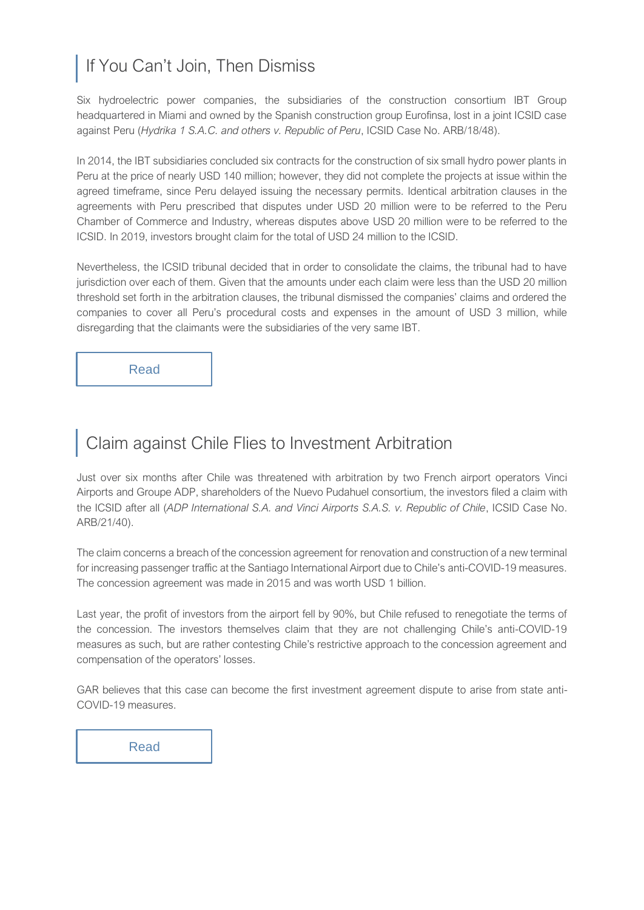## If You Can't Join, Then Dismiss

Six hydroelectric power companies, the subsidiaries of the construction consortium IBT Group headquartered in Miami and owned by the Spanish construction group Eurofinsa, lost in a joint ICSID case against Peru (*Hydrika 1 S.A.C. and others v. Republic of Peru*, ICSID Case No. ARB/18/48).

In 2014, the IBT subsidiaries concluded six contracts for the construction of six small hydro power plants in Peru at the price of nearly USD 140 million; however, they did not complete the projects at issue within the agreed timeframe, since Peru delayed issuing the necessary permits. Identical arbitration clauses in the agreements with Peru prescribed that disputes under USD 20 million were to be referred to the Peru Chamber of Commerce and Industry, whereas disputes above USD 20 million were to be referred to the ICSID. In 2019, investors brought claim for the total of USD 24 million to the ICSID.

Nevertheless, the ICSID tribunal decided that in order to consolidate the claims, the tribunal had to have jurisdiction over each of them. Given that the amounts under each claim were less than the USD 20 million threshold set forth in the arbitration clauses, the tribunal dismissed the companies' claims and ordered the companies to cover all Peru's procedural costs and expenses in the amount of USD 3 million, while disregarding that the claimants were the subsidiaries of the very same IBT.

Read

## Claim against Chile Flies to Investment Arbitration

Just over six months after Chile was threatened with arbitration by two French airport operators Vinci Airports and Groupe ADP, shareholders of the Nuevo Pudahuel consortium, the investors filed a claim with the ICSID after all (*ADP International S.A. and Vinci Airports S.A.S. v. Republic of Chile*, ICSID Case No. ARB/21/40).

The claim concerns a breach of the concession agreement for renovation and construction of a new terminal for increasing passenger traffic at the Santiago International Airport due to Chile's anti-COVID-19 measures. The concession agreement was made in 2015 and was worth USD 1 billion.

Last year, the profit of investors from the airport fell by 90%, but Chile refused to renegotiate the terms of the concession. The investors themselves claim that they are not challenging Chile's anti-COVID-19 measures as such, but are rather contesting Chile's restrictive approach to the concession agreement and compensation of the operators' losses.

GAR believes that this case can become the first investment agreement dispute to arise from state anti-COVID-19 measures.

Read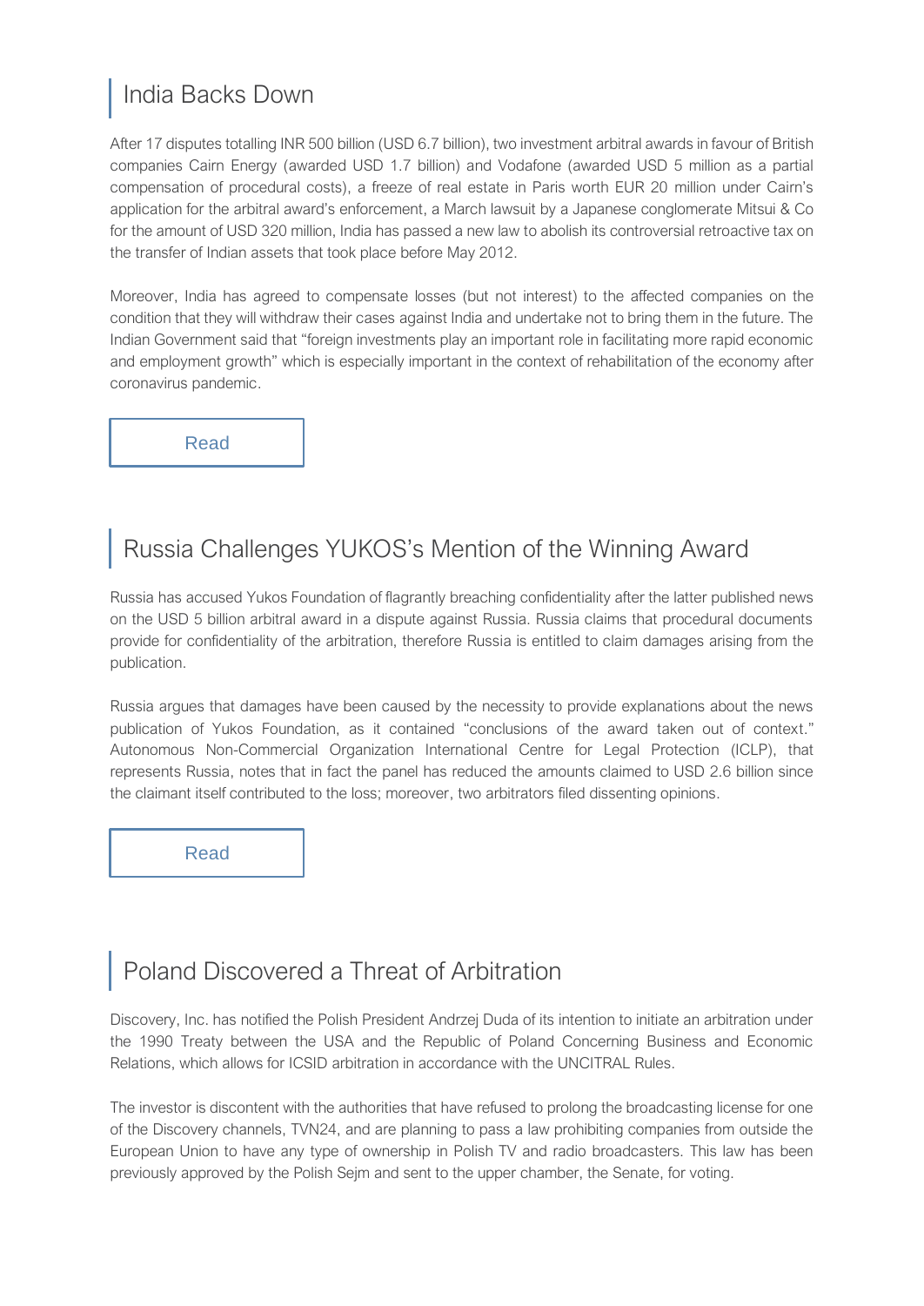## India Backs Down

After 17 disputes totalling INR 500 billion (USD 6.7 billion), two investment arbitral awards in favour of British companies Cairn Energy (awarded USD 1.7 billion) and Vodafone (awarded USD 5 million as a partial compensation of procedural costs), a freeze of real estate in Paris worth EUR 20 million under Cairn's application for the arbitral award's enforcement, a March lawsuit by a Japanese conglomerate Mitsui & Co for the amount of USD 320 million, India has passed a new law to abolish its controversial retroactive tax on the transfer of Indian assets that took place before May 2012.

Moreover, India has agreed to compensate losses (but not interest) to the affected companies on the condition that they will withdraw their cases against India and undertake not to bring them in the future. The Indian Government said that "foreign investments play an important role in facilitating more rapid economic and employment growth" which is especially important in the context of rehabilitation of the economy after coronavirus pandemic.

Read

## Russia Challenges YUKOS's Mention of the Winning Award

Russia has accused Yukos Foundation of flagrantly breaching confidentiality after the latter published news on the USD 5 billion arbitral award in a dispute against Russia. Russia claims that procedural documents provide for confidentiality of the arbitration, therefore Russia is entitled to claim damages arising from the publication.

Russia argues that damages have been caused by the necessity to provide explanations about the news publication of Yukos Foundation, as it contained "conclusions of the award taken out of context." Autonomous Non-Commercial Organization International Centre for Legal Protection (ICLP), that represents Russia, notes that in fact the panel has reduced the amounts claimed to USD 2.6 billion since the claimant itself contributed to the loss; moreover, two arbitrators filed dissenting opinions.

Read

## Poland Discovered a Threat of Arbitration

Discovery, Inc. has notified the Polish President Andrzej Duda of its intention to initiate an arbitration under the 1990 Treaty between the USA and the Republic of Poland Concerning Business and Economic Relations, which allows for ICSID arbitration in accordance with the UNCITRAL Rules.

The investor is discontent with the authorities that have refused to prolong the broadcasting license for one of the Discovery channels, TVN24, and are planning to pass a law prohibiting companies from outside the European Union to have any type of ownership in Polish TV and radio broadcasters. This law has been previously approved by the Polish Sejm and sent to the upper chamber, the Senate, for voting.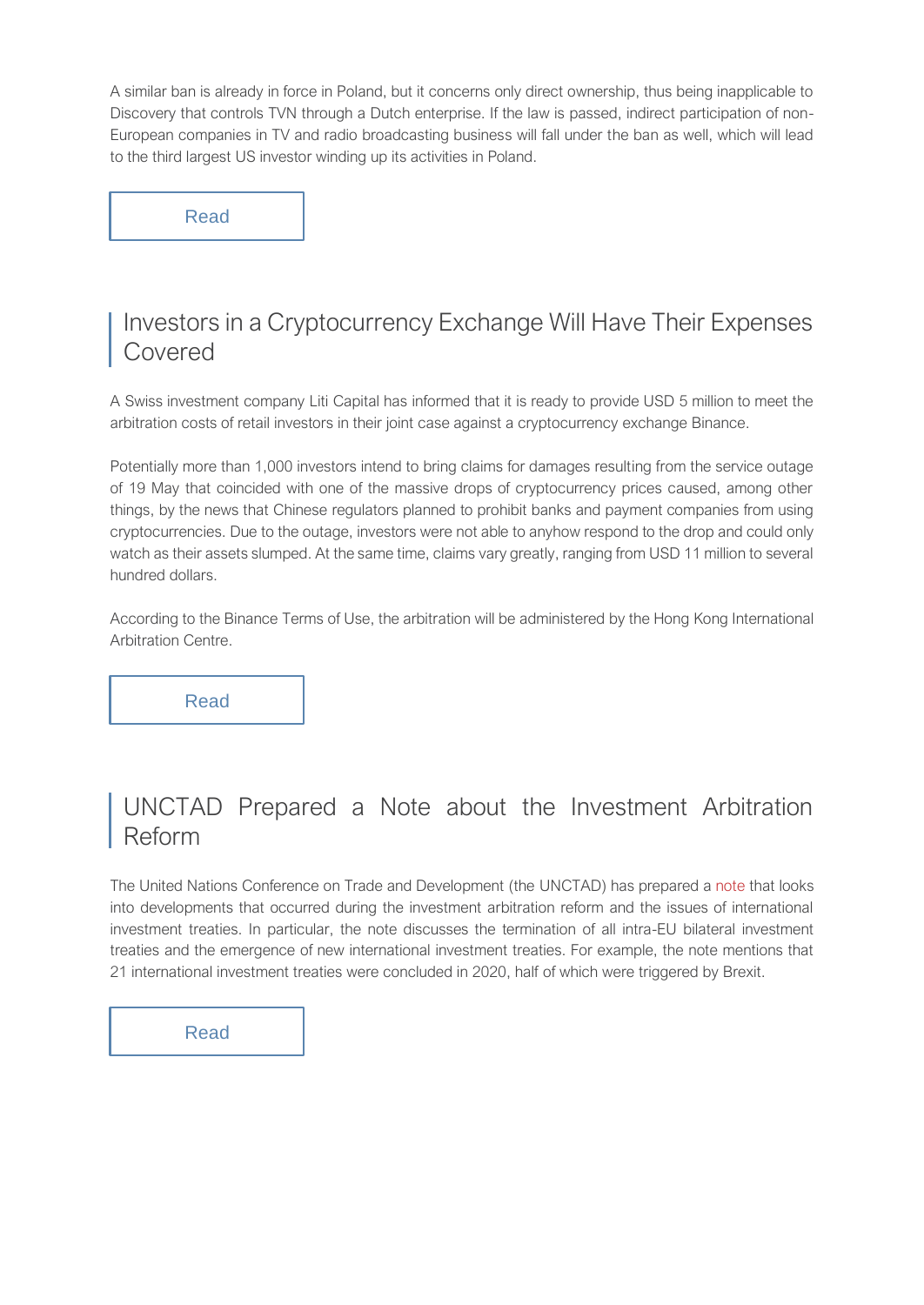A similar ban is already in force in Poland, but it concerns only direct ownership, thus being inapplicable to Discovery that controls TVN through a Dutch enterprise. If the law is passed, indirect participation of non-European companies in TV and radio broadcasting business will fall under the ban as well, which will lead to the third largest US investor winding up its activities in Poland.

Read

## Investors in a Cryptocurrency Exchange Will Have Their Expenses Covered

A Swiss investment company Liti Capital has informed that it is ready to provide USD 5 million to meet the arbitration costs of retail investors in their joint case against a cryptocurrency exchange Binance.

Potentially more than 1,000 investors intend to bring claims for damages resulting from the service outage of 19 May that coincided with one of the massive drops of cryptocurrency prices caused, among other things, by the news that Chinese regulators planned to prohibit banks and payment companies from using cryptocurrencies. Due to the outage, investors were not able to anyhow respond to the drop and could only watch as their assets slumped. At the same time, claims vary greatly, ranging from USD 11 million to several hundred dollars.

According to the Binance Terms of Use, the arbitration will be administered by the Hong Kong International Arbitration Centre.

Read

## UNCTAD Prepared a Note about the Investment Arbitration Reform

The United Nations Conference on Trade and Development (the UNCTAD) has prepared a note that looks into developments that occurred during the investment arbitration reform and the issues of international investment treaties. In particular, the note discusses the termination of all intra-EU bilateral investment treaties and the emergence of new international investment treaties. For example, the note mentions that 21 international investment treaties were concluded in 2020, half of which were triggered by Brexit.

Read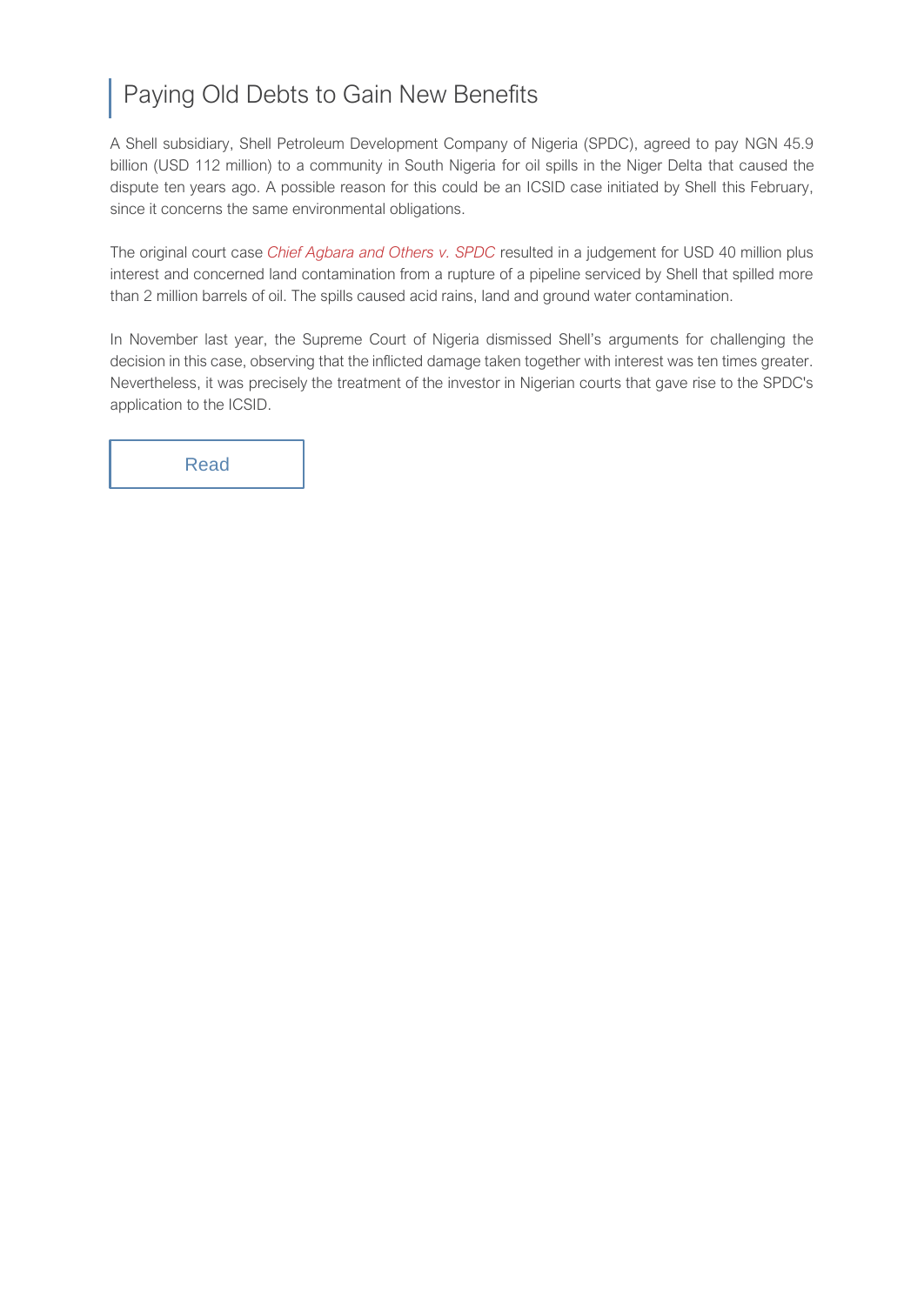## Paying Old Debts to Gain New Benefits

A Shell subsidiary, Shell Petroleum Development Company of Nigeria (SPDC), agreed to pay NGN 45.9 billion (USD 112 million) to a community in South Nigeria for oil spills in the Niger Delta that caused the dispute ten years ago. A possible reason for this could be an ICSID case initiated by Shell this February, since it concerns the same environmental obligations.

The original court case *Chief Agbara and Others v. SPDC* resulted in a judgement for USD 40 million plus interest and concerned land contamination from a rupture of a pipeline serviced by Shell that spilled more than 2 million barrels of oil. The spills caused acid rains, land and ground water contamination.

In November last year, the Supreme Court of Nigeria dismissed Shell's arguments for challenging the decision in this case, observing that the inflicted damage taken together with interest was ten times greater. Nevertheless, it was precisely the treatment of the investor in Nigerian courts that gave rise to the SPDC's application to the ICSID.

Read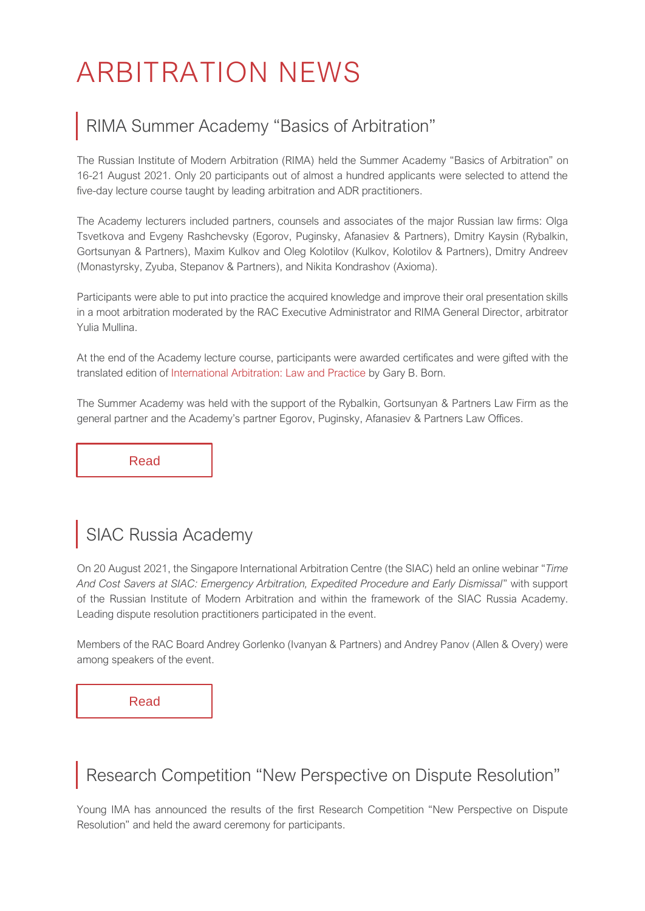# ARBITRATION NEWS

## RIMA Summer Academy "Basics of Arbitration"

The Russian Institute of Modern Arbitration (RIMA) held the Summer Academy "Basics of Arbitration" on 16-21 August 2021. Only 20 participants out of almost a hundred applicants were selected to attend the five-day lecture course taught by leading arbitration and ADR practitioners.

The Academy lecturers included partners, counsels and associates of the major Russian law firms: Olga Tsvetkova and Evgeny Rashchevsky (Egorov, Puginsky, Afanasiev & Partners), Dmitry Kaysin (Rybalkin, Gortsunyan & Partners), Maxim Kulkov and Oleg Kolotilov (Kulkov, Kolotilov & Partners), Dmitry Andreev (Monastyrsky, Zyuba, Stepanov & Partners), and Nikita Kondrashov (Axioma).

Participants were able to put into practice the acquired knowledge and improve their oral presentation skills in a moot arbitration moderated by the RAC Executive Administrator and RIMA General Director, arbitrator Yulia Mullina.

At the end of the Academy lecture course, participants were awarded certificates and were gifted with the translated edition of International Arbitration: Law and Practice by Gary B. Born.

The Summer Academy was held with the support of the Rybalkin, Gortsunyan & Partners Law Firm as the general partner and the Academy's partner Egorov, Puginsky, Afanasiev & Partners Law Offices.

Read

## SIAC Russia Academy

On 20 August 2021, the Singapore International Arbitration Centre (the SIAC) held an online webinar "*Time And Cost Savers at SIAC: Emergency Arbitration, Expedited Procedure and Early Dismissal*" with support of the Russian Institute of Modern Arbitration and within the framework of the SIAC Russia Academy. Leading dispute resolution practitioners participated in the event.

Members of the RAC Board Andrey Gorlenko (Ivanyan & Partners) and Andrey Panov (Allen & Overy) were among speakers of the event.

Read

## Research Competition "New Perspective on Dispute Resolution"

Young IMA has announced the results of the first Research Competition "New Perspective on Dispute Resolution" and held the award ceremony for participants.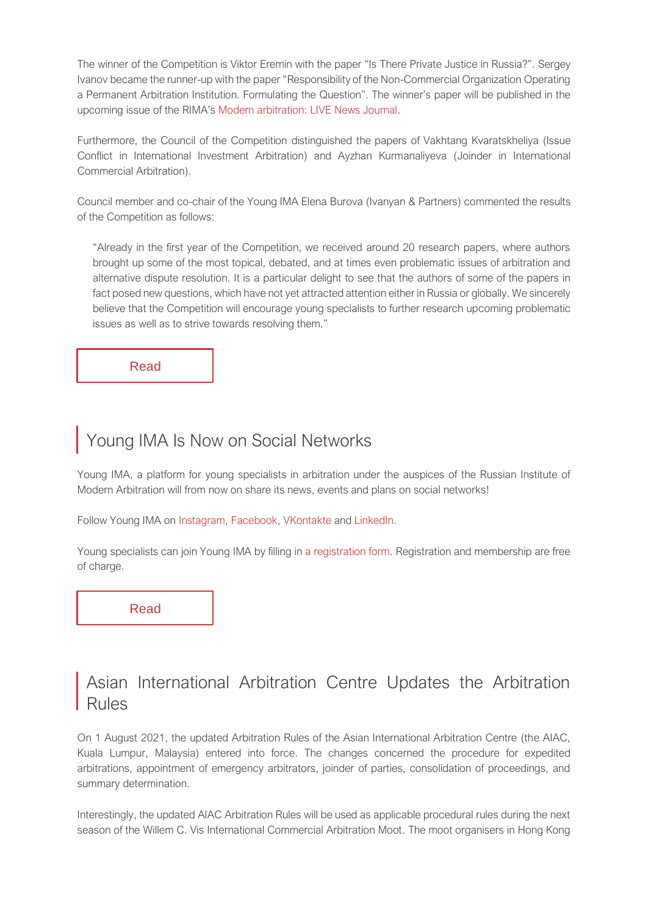The winner of the Competition is Viktor Eremin with the paper "Is There Private Justice in Russia?". Sergey Ivanov became the runner-up with the paper "Responsibility of the Non-Commercial Organization Operating a Permanent Arbitration Institution. Formulating the Question". The winner's paper will be published in the upcoming issue of the RIMA's Modern arbitration: LIVE News Journal.

Furthermore, the Council of the Competition distinguished the papers of Vakhtang Kvaratskheliya (Issue Conflict in International Investment Arbitration) and Ayzhan Kurmanaliyeva (Joinder in International Commercial Arbitration).

Council member and co-chair of the Young IMA Elena Burova (Ivanyan & Partners) commented the results of the Competition as follows:

> "Already in the first year of the Competition, we received around 20 research papers, where authors brought up some of the most topical, debated, and at times even problematic issues of arbitration and alternative dispute resolution. It is a particular delight to see that the authors of some of the papers in fact posed new questions, which have not yet attracted attention either in Russia or globally. We sincerely believe that the Competition will encourage young specialists to further research upcoming problematic issues as well as to strive towards resolving them."

Read

## Young IMA Is Now on Social Networks

Young IMA, a platform for young specialists in arbitration under the auspices of the Russian Institute of Modern Arbitration will from now on share its news, events and plans on social networks!

Follow Young IMA on Instagram, Facebook, VKontakte and LinkedIn.

Young specialists can join Young IMA by filling in a registration form. Registration and membership are free of charge.

Read

## Asian International Arbitration Centre Updates the Arbitration Rules

On 1 August 2021, the updated Arbitration Rules of the Asian International Arbitration Centre (the AIAC, Kuala Lumpur, Malaysia) entered into force. The changes concerned the procedure for expedited arbitrations, appointment of emergency arbitrators, joinder of parties, consolidation of proceedings, and summary determination.

Interestingly, the updated AIAC Arbitration Rules will be used as applicable procedural rules during the next season of the Willem C. Vis International Commercial Arbitration Moot. The moot organisers in Hong Kong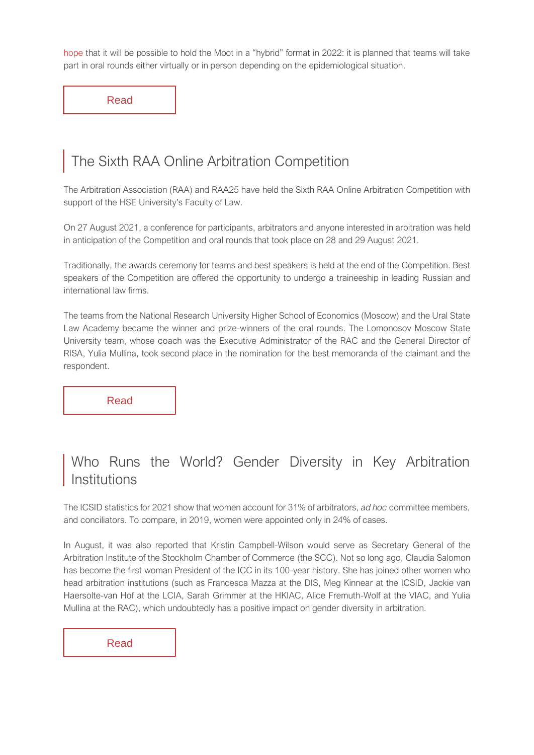hope that it will be possible to hold the Moot in a "hybrid" format in 2022: it is planned that teams will take part in oral rounds either virtually or in person depending on the epidemiological situation.

Read

## The Sixth RAA Online Arbitration Competition

The Arbitration Association (RAA) and RAA25 have held the Sixth RAA Online Arbitration Competition with support of the HSE University's Faculty of Law.

On 27 August 2021, a conference for participants, arbitrators and anyone interested in arbitration was held in anticipation of the Competition and oral rounds that took place on 28 and 29 August 2021.

Traditionally, the awards ceremony for teams and best speakers is held at the end of the Competition. Best speakers of the Competition are offered the opportunity to undergo a traineeship in leading Russian and international law firms.

The teams from the National Research University Higher School of Economics (Moscow) and the Ural State Law Academy became the winner and prize-winners of the oral rounds. The Lomonosov Moscow State University team, whose coach was the Executive Administrator of the RAC and the General Director of RISA, Yulia Mullina, took second place in the nomination for the best memoranda of the claimant and the respondent.

Read

## Who Runs the World? Gender Diversity in Key Arbitration Institutions

The ICSID statistics for 2021 show that women account for 31% of arbitrators, *ad hoc* committee members, and conciliators. To compare, in 2019, women were appointed only in 24% of cases.

In August, it was also reported that Kristin Campbell-Wilson would serve as Secretary General of the Arbitration Institute of the Stockholm Chamber of Commerce (the SCC). Not so long ago, Claudia Salomon has become the first woman President of the ICC in its 100-year history. She has joined other women who head arbitration institutions (such as Francesca Mazza at the DIS, Meg Kinnear at the ICSID, Jackie van Haersolte-van Hof at the LCIA, Sarah Grimmer at the HKIAC, Alice Fremuth-Wolf at the VIAC, and Yulia Mullina at the RAC), which undoubtedly has a positive impact on gender diversity in arbitration.

Read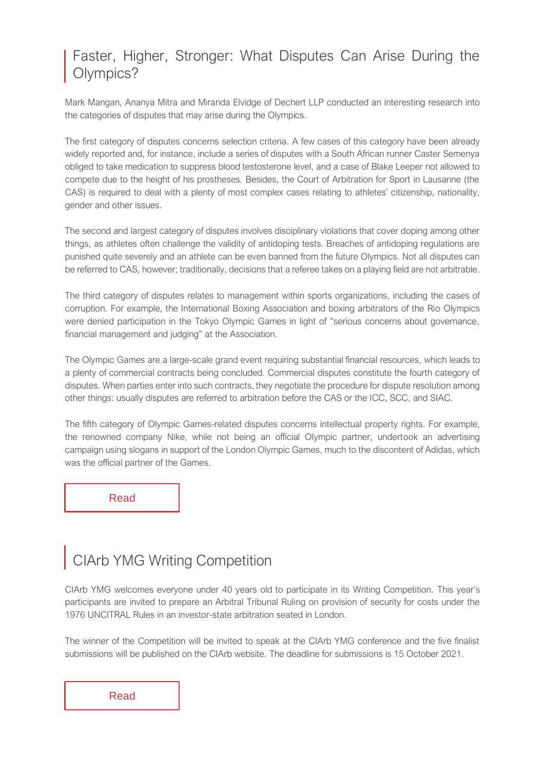## Faster, Higher, Stronger: What Disputes Can Arise During the Olympics?

Mark Mangan, Ananya Mitra and Miranda Elvidge of Dechert LLP conducted an interesting research into the categories of disputes that may arise during the Olympics.

The first category of disputes concerns selection criteria. A few cases of this category have been already widely reported and, for instance, include a series of disputes with a South African runner Caster Semenya obliged to take medication to suppress blood testosterone level, and a case of Blake Leeper not allowed to compete due to the height of his prostheses. Besides, the Court of Arbitration for Sport in Lausanne (the CAS) is required to deal with a plenty of most complex cases relating to athletes' citizenship, nationality, gender and other issues.

The second and largest category of disputes involves disciplinary violations that cover doping among other things, as athletes often challenge the validity of antidoping tests. Breaches of antidoping regulations are punished quite severely and an athlete can be even banned from the future Olympics. Not all disputes can be referred to CAS, however; traditionally, decisions that a referee takes on a playing field are not arbitrable.

The third category of disputes relates to management within sports organizations, including the cases of corruption. For example, the International Boxing Association and boxing arbitrators of the Rio Olympics were denied participation in the Tokyo Olympic Games in light of "serious concerns about governance, financial management and judging" at the Association.

The Olympic Games are a large-scale grand event requiring substantial financial resources, which leads to a plenty of commercial contracts being concluded. Commercial disputes constitute the fourth category of disputes. When parties enter into such contracts, they negotiate the procedure for dispute resolution among other things: usually disputes are referred to arbitration before the CAS or the ICC, SCC, and SIAC.

The fifth category of Olympic Games-related disputes concerns intellectual property rights. For example, the renowned company Nike, while not being an official Olympic partner, undertook an advertising campaign using slogans in support of the London Olympic Games, much to the discontent of Adidas, which was the official partner of the Games.

Read

## CIArb YMG Writing Competition

CIArb YMG welcomes everyone under 40 years old to participate in its Writing Competition. This year's participants are invited to prepare an Arbitral Tribunal Ruling on provision of security for costs under the 1976 UNCITRAL Rules in an investor-state arbitration seated in London.

The winner of the Competition will be invited to speak at the CIArb YMG conference and the five finalist submissions will be published on the CIArb website. The deadline for submissions is 15 October 2021.

Read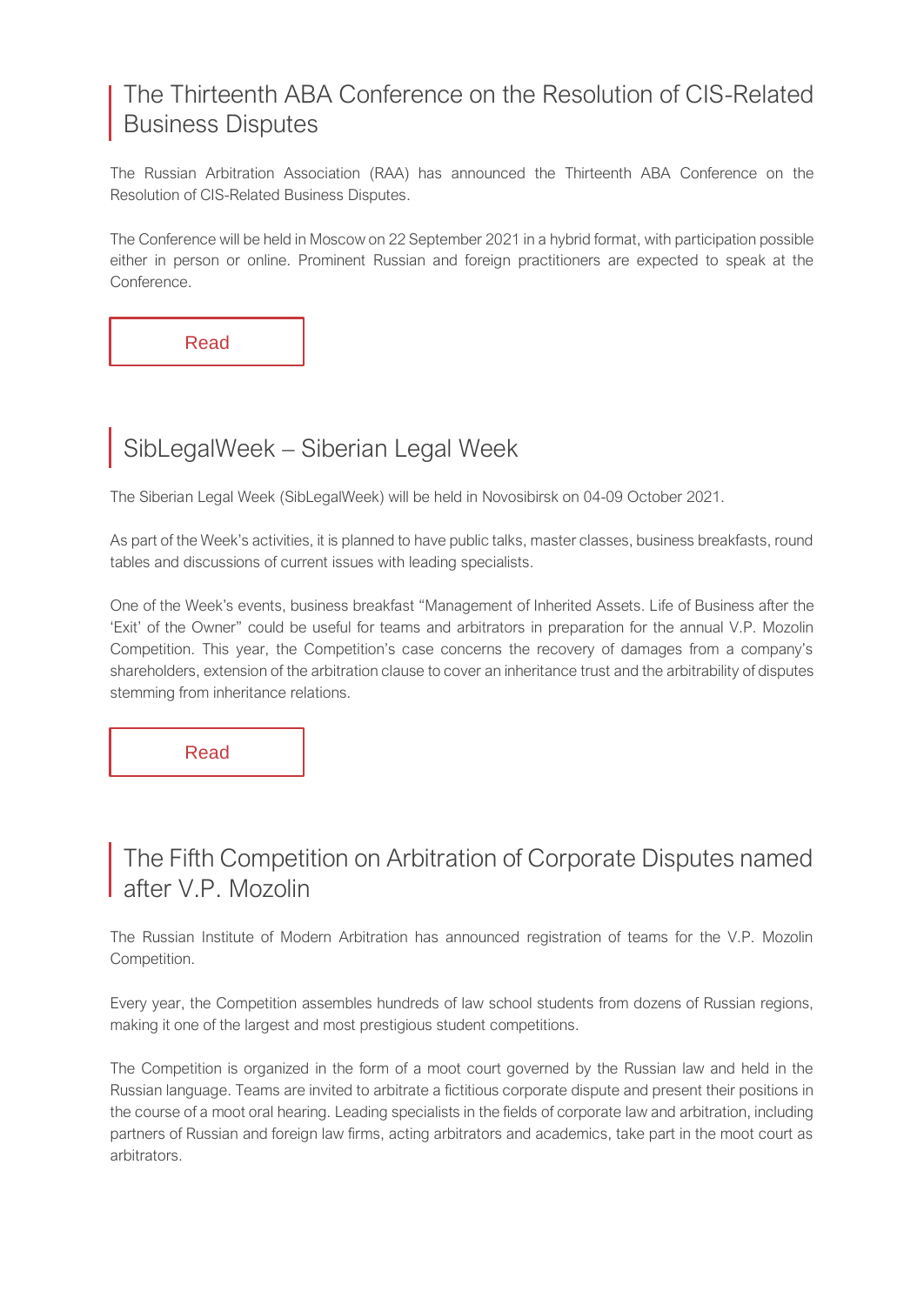## The Thirteenth ABA Conference on the Resolution of CIS-Related Business Disputes

The Russian Arbitration Association (RAA) has announced the Thirteenth ABA Conference on the Resolution of CIS-Related Business Disputes.

The Conference will be held in Moscow on 22 September 2021 in a hybrid format, with participation possible either in person or online. Prominent Russian and foreign practitioners are expected to speak at the Conference.

Read

## SibLegalWeek – Siberian Legal Week

The Siberian Legal Week (SibLegalWeek) will be held in Novosibirsk on 04-09 October 2021.

As part of the Week's activities, it is planned to have public talks, master classes, business breakfasts, round tables and discussions of current issues with leading specialists.

One of the Week's events, business breakfast "Management of Inherited Assets. Life of Business after the 'Exit' of the Owner" could be useful for teams and arbitrators in preparation for the annual V.P. Mozolin Competition. This year, the Competition's case concerns the recovery of damages from a company's shareholders, extension of the arbitration clause to cover an inheritance trust and the arbitrability of disputes stemming from inheritance relations.

Read

## The Fifth Competition on Arbitration of Corporate Disputes named after V.P. Mozolin

The Russian Institute of Modern Arbitration has announced registration of teams for the V.P. Mozolin Competition.

Every year, the Competition assembles hundreds of law school students from dozens of Russian regions, making it one of the largest and most prestigious student competitions.

The Competition is organized in the form of a moot court governed by the Russian law and held in the Russian language. Teams are invited to arbitrate a fictitious corporate dispute and present their positions in the course of a moot oral hearing. Leading specialists in the fields of corporate law and arbitration, including partners of Russian and foreign law firms, acting arbitrators and academics, take part in the moot court as arbitrators.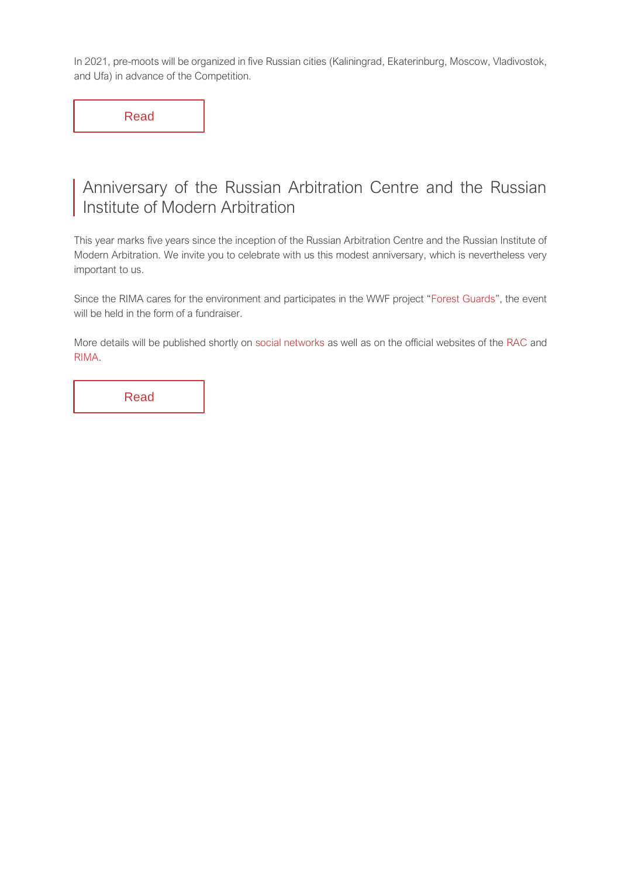In 2021, pre-moots will be organized in five Russian cities (Kaliningrad, Ekaterinburg, Moscow, Vladivostok, and Ufa) in advance of the Competition.

Read

## Anniversary of the Russian Arbitration Centre and the Russian Institute of Modern Arbitration

This year marks five years since the inception of the Russian Arbitration Centre and the Russian Institute of Modern Arbitration. We invite you to celebrate with us this modest anniversary, which is nevertheless very important to us.

Since the RIMA cares for the environment and participates in the WWF project "Forest Guards", the event will be held in the form of a fundraiser.

More details will be published shortly on social networks as well as on the official websites of the RAC and RIMA.

Read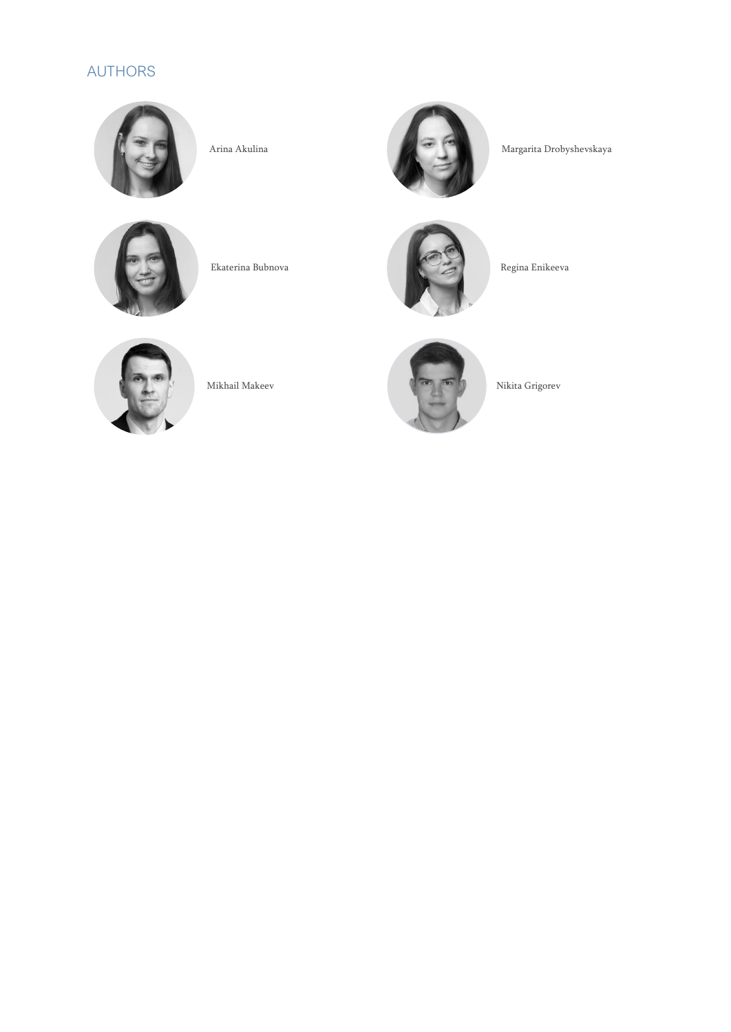## AUTHORS

Arina Akulina

Margarita Drobyshevskaya

Ekaterina Bubnova

Regina Enikeeva

Mikhail Makeev

Nikita Grigorev